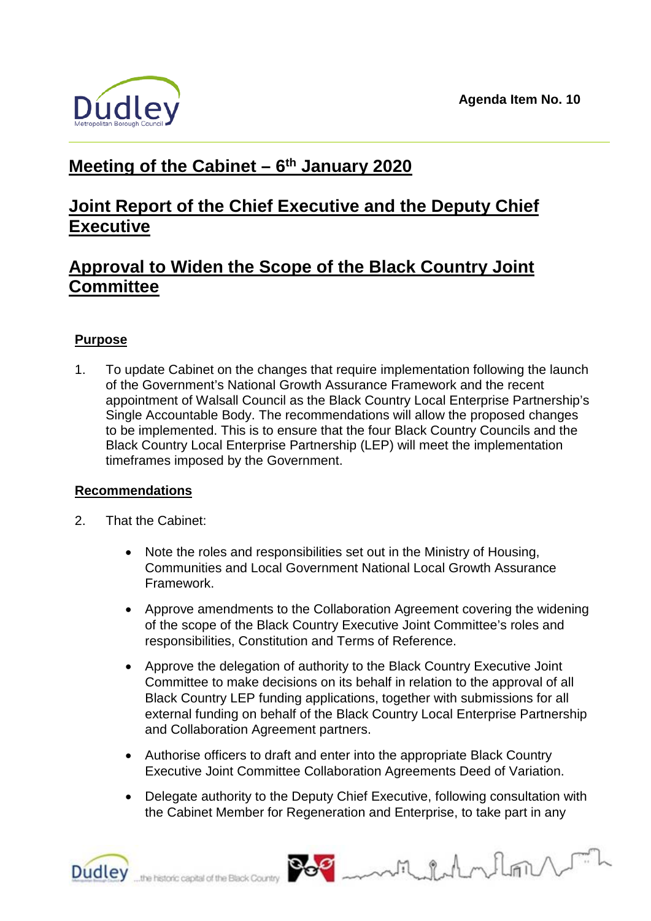Agenda Item No. 10

# Meeting of the Cabinet – 6th January 2020

# Joint Report of the Chief Executive and the Deputy Chief Executive

# Approval to Widen the Scope of the Black Country Joint Committee

## Purpose

1. To update Cabinet on the changes that require implementation following the launch of the Government's National Growth Assurance Framework and the recent appointment of Walsall Council as the Black Country Local Enterprise Partnership's Single Accountable Body. The recommendations will allow the proposed changes to be implemented. This is to ensure that the four Black Country Councils and the Black Country Local Enterprise Partnership (LEP) will meet the implementation timeframes imposed by the Government.

## Recommendations

2. That the Cabinet:

   - Note the roles and responsibilities set out in the Ministry of Housing, Communities and Local Government National Local Growth Assurance Framework.

   - Approve amendments to the Collaboration Agreement covering the widening of the scope of the Black Country Executive Joint Committee's roles and responsibilities, Constitution and Terms of Reference.

   - Approve the delegation of authority to the Black Country Executive Joint Committee to make decisions on its behalf in relation to the approval of all Black Country LEP funding applications, together with submissions for all external funding on behalf of the Black Country Local Enterprise Partnership and Collaboration Agreement partners.

   - Authorise officers to draft and enter into the appropriate Black Country Executive Joint Committee Collaboration Agreements Deed of Variation.

   - Delegate authority to the Deputy Chief Executive, following consultation with the Cabinet Member for Regeneration and Enterprise, to take part in any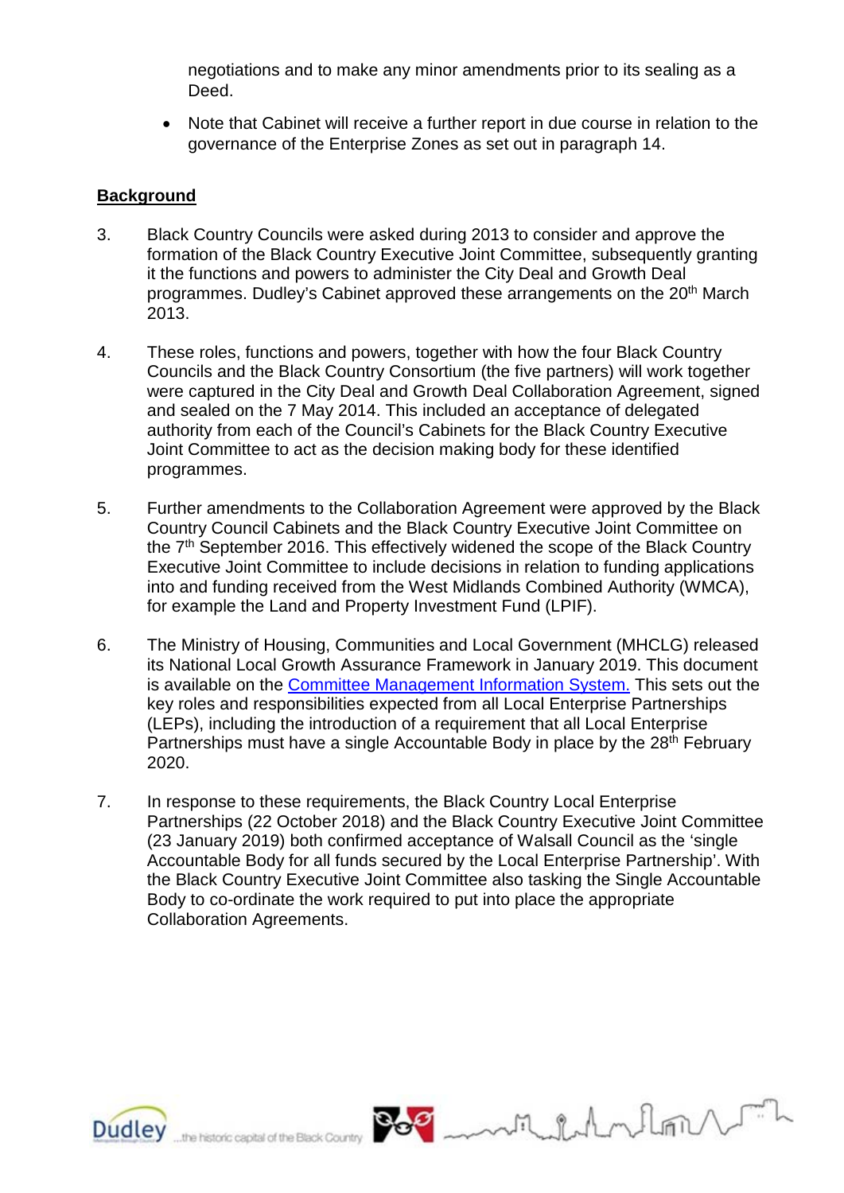negotiations and to make any minor amendments prior to its sealing as a Deed.

- Note that Cabinet will receive a further report in due course in relation to the governance of the Enterprise Zones as set out in paragraph 14.

**Background**

3. Black Country Councils were asked during 2013 to consider and approve the formation of the Black Country Executive Joint Committee, subsequently granting it the functions and powers to administer the City Deal and Growth Deal programmes. Dudley's Cabinet approved these arrangements on the 20th March 2013.

4. These roles, functions and powers, together with how the four Black Country Councils and the Black Country Consortium (the five partners) will work together were captured in the City Deal and Growth Deal Collaboration Agreement, signed and sealed on the 7 May 2014. This included an acceptance of delegated authority from each of the Council's Cabinets for the Black Country Executive Joint Committee to act as the decision making body for these identified programmes.

5. Further amendments to the Collaboration Agreement were approved by the Black Country Council Cabinets and the Black Country Executive Joint Committee on the 7th September 2016. This effectively widened the scope of the Black Country Executive Joint Committee to include decisions in relation to funding applications into and funding received from the West Midlands Combined Authority (WMCA), for example the Land and Property Investment Fund (LPIF).

6. The Ministry of Housing, Communities and Local Government (MHCLG) released its National Local Growth Assurance Framework in January 2019. This document is available on the Committee Management Information System. This sets out the key roles and responsibilities expected from all Local Enterprise Partnerships (LEPs), including the introduction of a requirement that all Local Enterprise Partnerships must have a single Accountable Body in place by the 28th February 2020.

7. In response to these requirements, the Black Country Local Enterprise Partnerships (22 October 2018) and the Black Country Executive Joint Committee (23 January 2019) both confirmed acceptance of Walsall Council as the 'single Accountable Body for all funds secured by the Local Enterprise Partnership'. With the Black Country Executive Joint Committee also tasking the Single Accountable Body to co-ordinate the work required to put into place the appropriate Collaboration Agreements.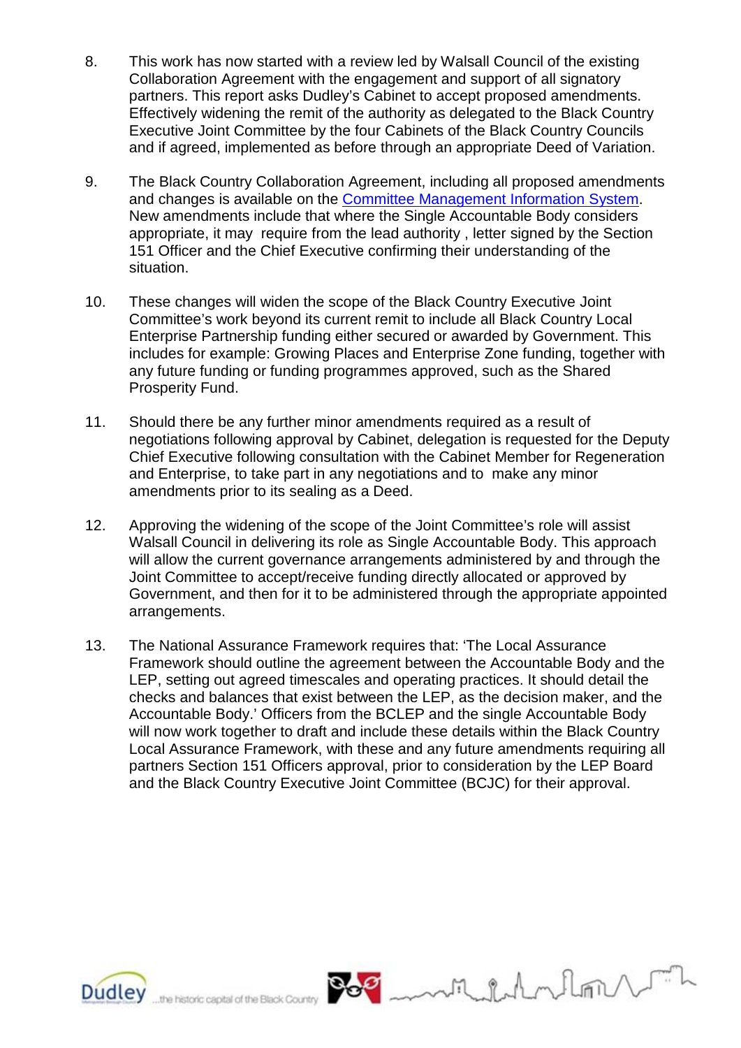8. This work has now started with a review led by Walsall Council of the existing Collaboration Agreement with the engagement and support of all signatory partners. This report asks Dudley's Cabinet to accept proposed amendments. Effectively widening the remit of the authority as delegated to the Black Country Executive Joint Committee by the four Cabinets of the Black Country Councils and if agreed, implemented as before through an appropriate Deed of Variation.

9. The Black Country Collaboration Agreement, including all proposed amendments and changes is available on the Committee Management Information System. New amendments include that where the Single Accountable Body considers appropriate, it may require from the lead authority , letter signed by the Section 151 Officer and the Chief Executive confirming their understanding of the situation.

10. These changes will widen the scope of the Black Country Executive Joint Committee's work beyond its current remit to include all Black Country Local Enterprise Partnership funding either secured or awarded by Government. This includes for example: Growing Places and Enterprise Zone funding, together with any future funding or funding programmes approved, such as the Shared Prosperity Fund.

11. Should there be any further minor amendments required as a result of negotiations following approval by Cabinet, delegation is requested for the Deputy Chief Executive following consultation with the Cabinet Member for Regeneration and Enterprise, to take part in any negotiations and to make any minor amendments prior to its sealing as a Deed.

12. Approving the widening of the scope of the Joint Committee's role will assist Walsall Council in delivering its role as Single Accountable Body. This approach will allow the current governance arrangements administered by and through the Joint Committee to accept/receive funding directly allocated or approved by Government, and then for it to be administered through the appropriate appointed arrangements.

13. The National Assurance Framework requires that: 'The Local Assurance Framework should outline the agreement between the Accountable Body and the LEP, setting out agreed timescales and operating practices. It should detail the checks and balances that exist between the LEP, as the decision maker, and the Accountable Body.' Officers from the BCLEP and the single Accountable Body will now work together to draft and include these details within the Black Country Local Assurance Framework, with these and any future amendments requiring all partners Section 151 Officers approval, prior to consideration by the LEP Board and the Black Country Executive Joint Committee (BCJC) for their approval.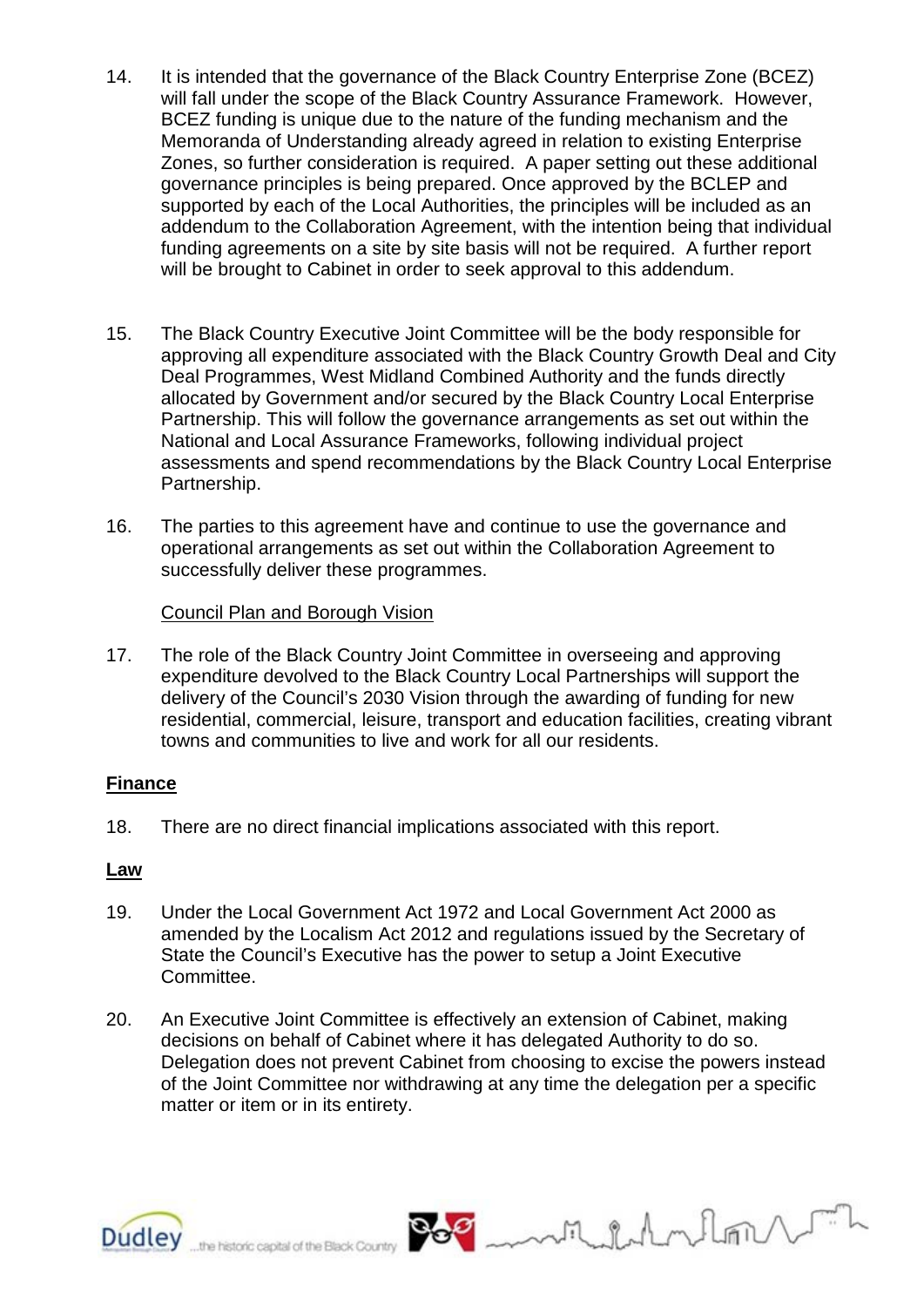14. It is intended that the governance of the Black Country Enterprise Zone (BCEZ) will fall under the scope of the Black Country Assurance Framework. However, BCEZ funding is unique due to the nature of the funding mechanism and the Memoranda of Understanding already agreed in relation to existing Enterprise Zones, so further consideration is required. A paper setting out these additional governance principles is being prepared. Once approved by the BCLEP and supported by each of the Local Authorities, the principles will be included as an addendum to the Collaboration Agreement, with the intention being that individual funding agreements on a site by site basis will not be required. A further report will be brought to Cabinet in order to seek approval to this addendum.

15. The Black Country Executive Joint Committee will be the body responsible for approving all expenditure associated with the Black Country Growth Deal and City Deal Programmes, West Midland Combined Authority and the funds directly allocated by Government and/or secured by the Black Country Local Enterprise Partnership. This will follow the governance arrangements as set out within the National and Local Assurance Frameworks, following individual project assessments and spend recommendations by the Black Country Local Enterprise Partnership.

16. The parties to this agreement have and continue to use the governance and operational arrangements as set out within the Collaboration Agreement to successfully deliver these programmes.

Council Plan and Borough Vision

17. The role of the Black Country Joint Committee in overseeing and approving expenditure devolved to the Black Country Local Partnerships will support the delivery of the Council's 2030 Vision through the awarding of funding for new residential, commercial, leisure, transport and education facilities, creating vibrant towns and communities to live and work for all our residents.

## Finance

18. There are no direct financial implications associated with this report.

## Law

19. Under the Local Government Act 1972 and Local Government Act 2000 as amended by the Localism Act 2012 and regulations issued by the Secretary of State the Council's Executive has the power to setup a Joint Executive Committee.

20. An Executive Joint Committee is effectively an extension of Cabinet, making decisions on behalf of Cabinet where it has delegated Authority to do so. Delegation does not prevent Cabinet from choosing to excise the powers instead of the Joint Committee nor withdrawing at any time the delegation per a specific matter or item or in its entirety.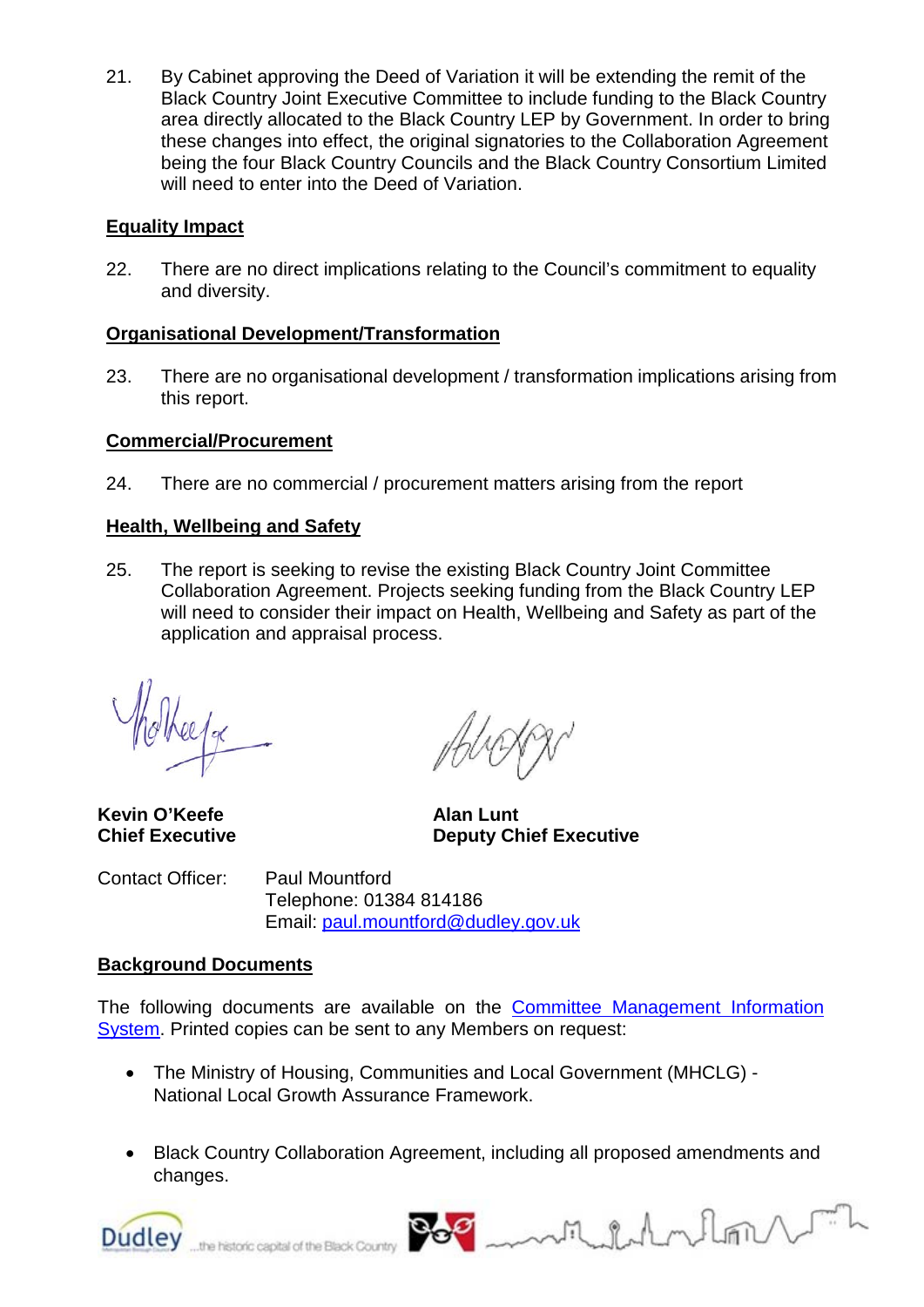21. By Cabinet approving the Deed of Variation it will be extending the remit of the Black Country Joint Executive Committee to include funding to the Black Country area directly allocated to the Black Country LEP by Government. In order to bring these changes into effect, the original signatories to the Collaboration Agreement being the four Black Country Councils and the Black Country Consortium Limited will need to enter into the Deed of Variation.

**Equality Impact**

22. There are no direct implications relating to the Council's commitment to equality and diversity.

**Organisational Development/Transformation**

23. There are no organisational development / transformation implications arising from this report.

**Commercial/Procurement**

24. There are no commercial / procurement matters arising from the report

**Health, Wellbeing and Safety**

25. The report is seeking to revise the existing Black Country Joint Committee Collaboration Agreement. Projects seeking funding from the Black Country LEP will need to consider their impact on Health, Wellbeing and Safety as part of the application and appraisal process.

**Kevin O'Keefe**
**Chief Executive**

**Alan Lunt**
**Deputy Chief Executive**

Contact Officer: Paul Mountford
Telephone: 01384 814186
Email: paul.mountford@dudley.gov.uk

**Background Documents**

The following documents are available on the Committee Management Information System. Printed copies can be sent to any Members on request:

- The Ministry of Housing, Communities and Local Government (MHCLG) - National Local Growth Assurance Framework.
- Black Country Collaboration Agreement, including all proposed amendments and changes.